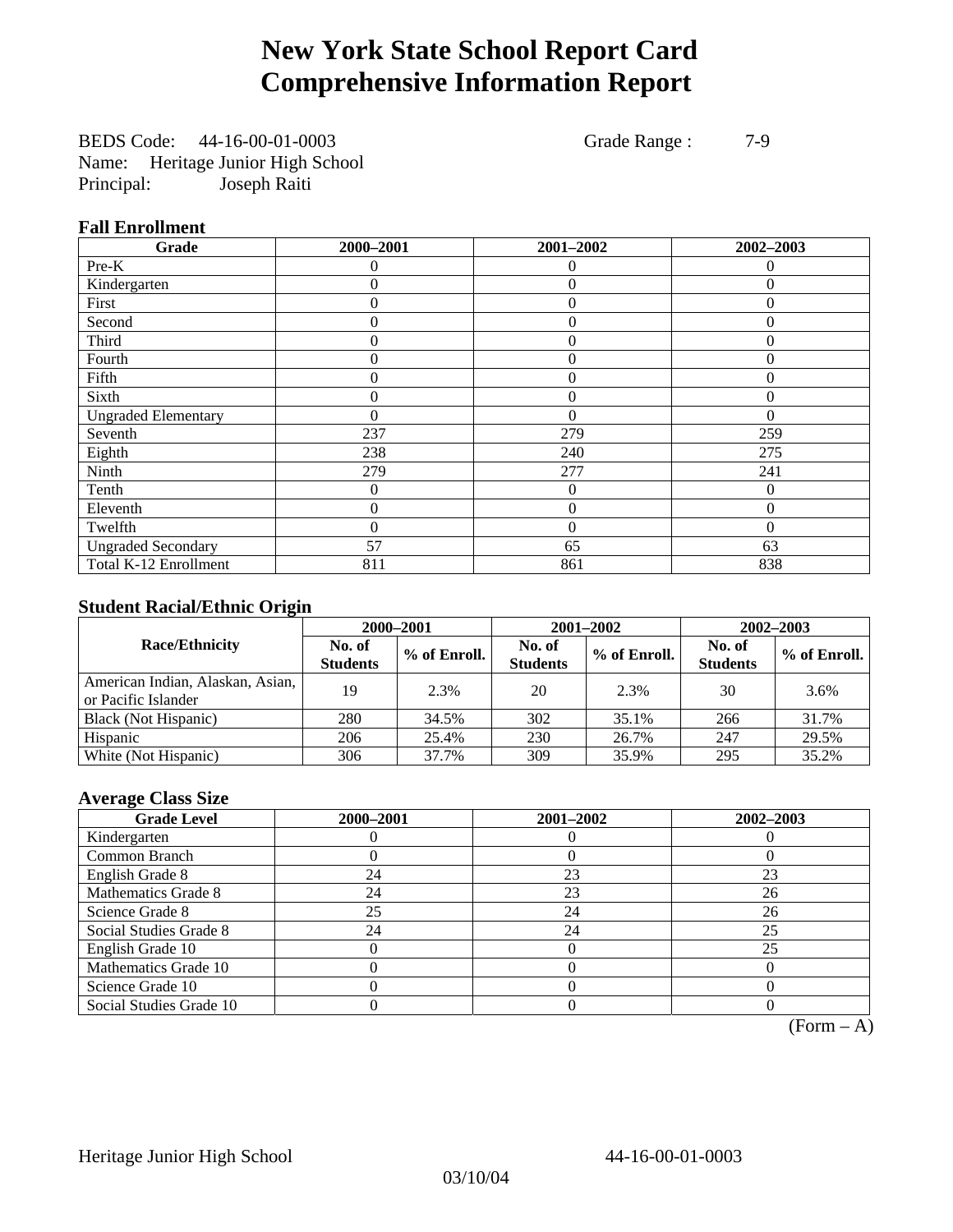# New York State School Report Card
# Comprehensive Information Report

BEDS Code: 44-16-00-01-0003 Grade Range : 7-9
Name: Heritage Junior High School
Principal: Joseph Raiti

### Fall Enrollment

| Grade | 2000–2001 | 2001–2002 | 2002–2003 |
|---|---|---|---|
| Pre-K | 0 | 0 | 0 |
| Kindergarten | 0 | 0 | 0 |
| First | 0 | 0 | 0 |
| Second | 0 | 0 | 0 |
| Third | 0 | 0 | 0 |
| Fourth | 0 | 0 | 0 |
| Fifth | 0 | 0 | 0 |
| Sixth | 0 | 0 | 0 |
| Ungraded Elementary | 0 | 0 | 0 |
| Seventh | 237 | 279 | 259 |
| Eighth | 238 | 240 | 275 |
| Ninth | 279 | 277 | 241 |
| Tenth | 0 | 0 | 0 |
| Eleventh | 0 | 0 | 0 |
| Twelfth | 0 | 0 | 0 |
| Ungraded Secondary | 57 | 65 | 63 |
| Total K-12 Enrollment | 811 | 861 | 838 |

### Student Racial/Ethnic Origin

| Race/Ethnicity | 2000–2001 | | 2001–2002 | | 2002–2003 | |
|---|---|---|---|---|---|---|
| | No. of Students | % of Enroll. | No. of Students | % of Enroll. | No. of Students | % of Enroll. |
| American Indian, Alaskan, Asian, or Pacific Islander | 19 | 2.3% | 20 | 2.3% | 30 | 3.6% |
| Black (Not Hispanic) | 280 | 34.5% | 302 | 35.1% | 266 | 31.7% |
| Hispanic | 206 | 25.4% | 230 | 26.7% | 247 | 29.5% |
| White (Not Hispanic) | 306 | 37.7% | 309 | 35.9% | 295 | 35.2% |

### Average Class Size

| Grade Level | 2000–2001 | 2001–2002 | 2002–2003 |
|---|---|---|---|
| Kindergarten | 0 | 0 | 0 |
| Common Branch | 0 | 0 | 0 |
| English Grade 8 | 24 | 23 | 23 |
| Mathematics Grade 8 | 24 | 23 | 26 |
| Science Grade 8 | 25 | 24 | 26 |
| Social Studies Grade 8 | 24 | 24 | 25 |
| English Grade 10 | 0 | 0 | 25 |
| Mathematics Grade 10 | 0 | 0 | 0 |
| Science Grade 10 | 0 | 0 | 0 |
| Social Studies Grade 10 | 0 | 0 | 0 |

(Form – A)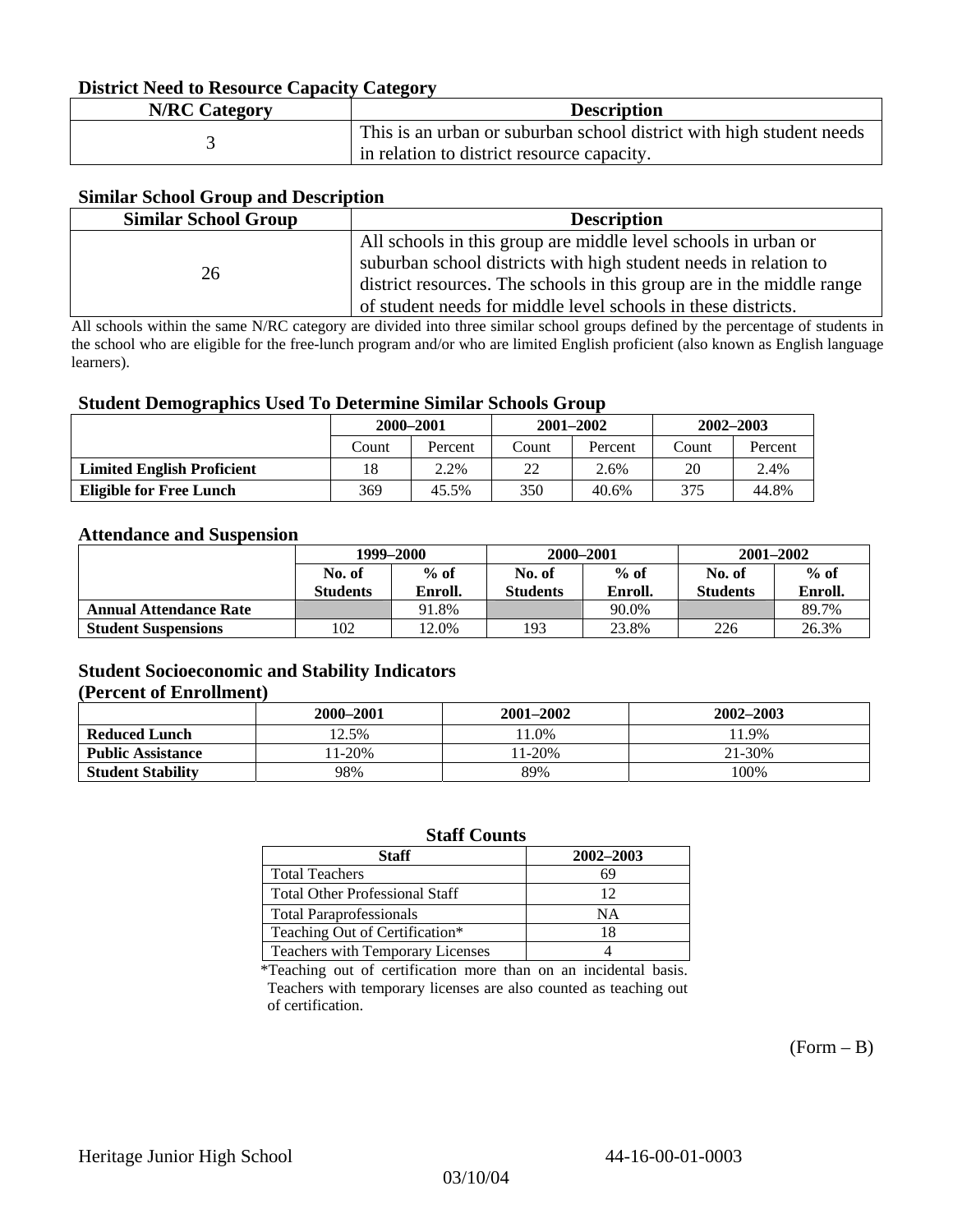### District Need to Resource Capacity Category

| N/RC Category | Description |
|---|---|
| 3 | This is an urban or suburban school district with high student needs in relation to district resource capacity. |

### Similar School Group and Description

| Similar School Group | Description |
|---|---|
| 26 | All schools in this group are middle level schools in urban or suburban school districts with high student needs in relation to district resources. The schools in this group are in the middle range of student needs for middle level schools in these districts. |

All schools within the same N/RC category are divided into three similar school groups defined by the percentage of students in the school who are eligible for the free-lunch program and/or who are limited English proficient (also known as English language learners).

### Student Demographics Used To Determine Similar Schools Group

| | 2000–2001 | | 2001–2002 | | 2002–2003 | |
|---|---|---|---|---|---|---|
| | Count | Percent | Count | Percent | Count | Percent |
| **Limited English Proficient** | 18 | 2.2% | 22 | 2.6% | 20 | 2.4% |
| **Eligible for Free Lunch** | 369 | 45.5% | 350 | 40.6% | 375 | 44.8% |

### Attendance and Suspension

| | 1999–2000 | | 2000–2001 | | 2001–2002 | |
|---|---|---|---|---|---|---|
| | No. of Students | % of Enroll. | No. of Students | % of Enroll. | No. of Students | % of Enroll. |
| **Annual Attendance Rate** | | 91.8% | | 90.0% | | 89.7% |
| **Student Suspensions** | 102 | 12.0% | 193 | 23.8% | 226 | 26.3% |

### Student Socioeconomic and Stability Indicators (Percent of Enrollment)

| | 2000–2001 | 2001–2002 | 2002–2003 |
|---|---|---|---|
| **Reduced Lunch** | 12.5% | 11.0% | 11.9% |
| **Public Assistance** | 11-20% | 11-20% | 21-30% |
| **Student Stability** | 98% | 89% | 100% |

### Staff Counts

| Staff | 2002–2003 |
|---|---|
| Total Teachers | 69 |
| Total Other Professional Staff | 12 |
| Total Paraprofessionals | NA |
| Teaching Out of Certification* | 18 |
| Teachers with Temporary Licenses | 4 |

*Teaching out of certification more than on an incidental basis. Teachers with temporary licenses are also counted as teaching out of certification.

(Form – B)

Heritage Junior High School 44-16-00-01-0003

03/10/04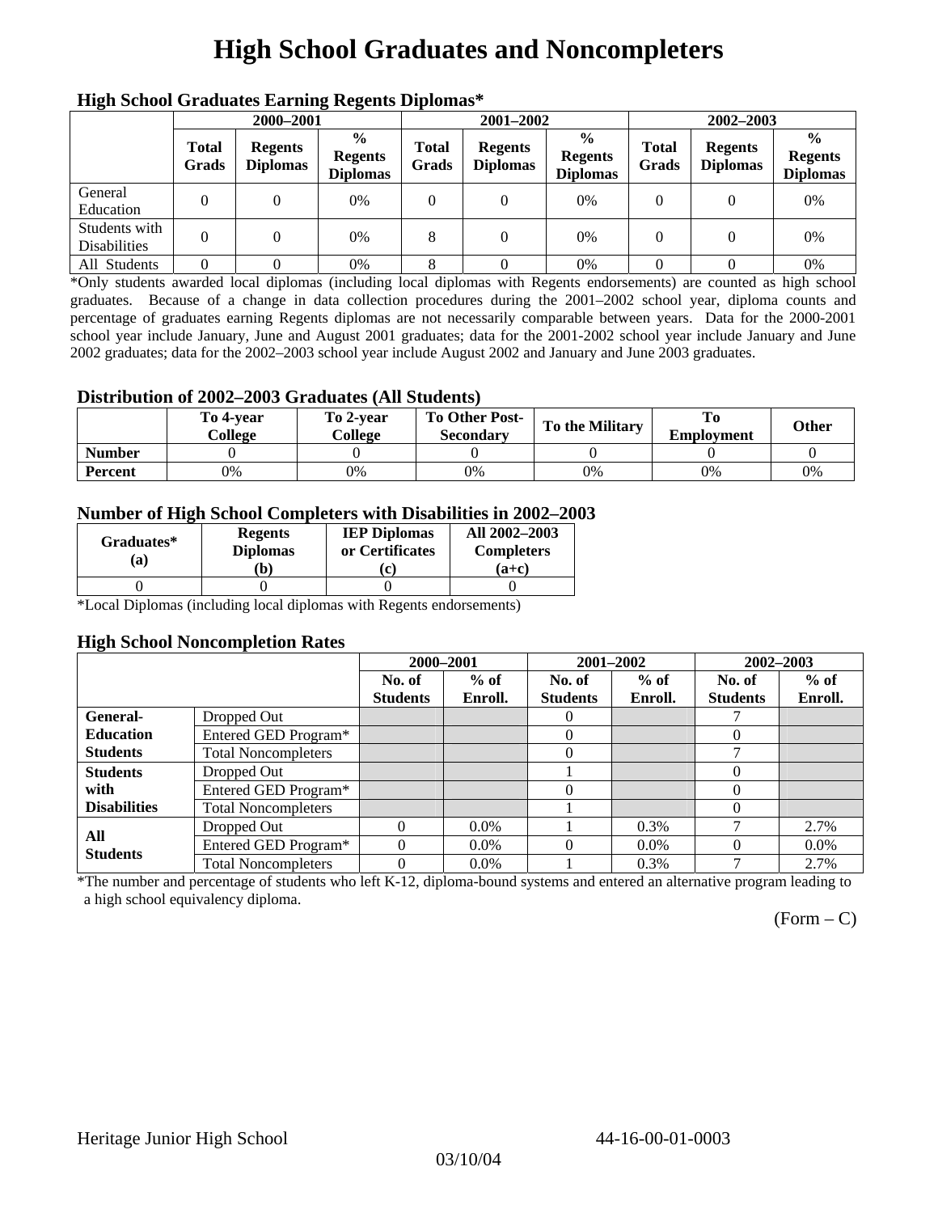# High School Graduates and Noncompleters

### High School Graduates Earning Regents Diplomas*

| | 2000–2001 | | | 2001–2002 | | | 2002–2003 | | |
|---|---|---|---|---|---|---|---|---|---|
| | Total Grads | Regents Diplomas | % Regents Diplomas | Total Grads | Regents Diplomas | % Regents Diplomas | Total Grads | Regents Diplomas | % Regents Diplomas |
| General Education | 0 | 0 | 0% | 0 | 0 | 0% | 0 | 0 | 0% |
| Students with Disabilities | 0 | 0 | 0% | 8 | 0 | 0% | 0 | 0 | 0% |
| All Students | 0 | 0 | 0% | 8 | 0 | 0% | 0 | 0 | 0% |

*Only students awarded local diplomas (including local diplomas with Regents endorsements) are counted as high school graduates. Because of a change in data collection procedures during the 2001–2002 school year, diploma counts and percentage of graduates earning Regents diplomas are not necessarily comparable between years. Data for the 2000-2001 school year include January, June and August 2001 graduates; data for the 2001-2002 school year include January and June 2002 graduates; data for the 2002–2003 school year include August 2002 and January and June 2003 graduates.

### Distribution of 2002–2003 Graduates (All Students)

| | To 4-year College | To 2-year College | To Other Post-Secondary | To the Military | To Employment | Other |
|---|---|---|---|---|---|---|
| Number | 0 | 0 | 0 | 0 | 0 | 0 |
| Percent | 0% | 0% | 0% | 0% | 0% | 0% |

### Number of High School Completers with Disabilities in 2002–2003

| Graduates* (a) | Regents Diplomas (b) | IEP Diplomas or Certificates (c) | All 2002–2003 Completers (a+c) |
|---|---|---|---|
| 0 | 0 | 0 | 0 |

*Local Diplomas (including local diplomas with Regents endorsements)

### High School Noncompletion Rates

| | | 2000–2001 | | 2001–2002 | | 2002–2003 | |
|---|---|---|---|---|---|---|---|
| | | No. of Students | % of Enroll. | No. of Students | % of Enroll. | No. of Students | % of Enroll. |
| General-Education Students | Dropped Out | | | 0 | | 7 | |
| | Entered GED Program* | | | 0 | | 0 | |
| | Total Noncompleters | | | 0 | | 7 | |
| Students with Disabilities | Dropped Out | | | 1 | | 0 | |
| | Entered GED Program* | | | 0 | | 0 | |
| | Total Noncompleters | | | 1 | | 0 | |
| All Students | Dropped Out | 0 | 0.0% | 1 | 0.3% | 7 | 2.7% |
| | Entered GED Program* | 0 | 0.0% | 0 | 0.0% | 0 | 0.0% |
| | Total Noncompleters | 0 | 0.0% | 1 | 0.3% | 7 | 2.7% |

*The number and percentage of students who left K-12, diploma-bound systems and entered an alternative program leading to a high school equivalency diploma.

(Form – C)

Heritage Junior High School 44-16-00-01-0003

03/10/04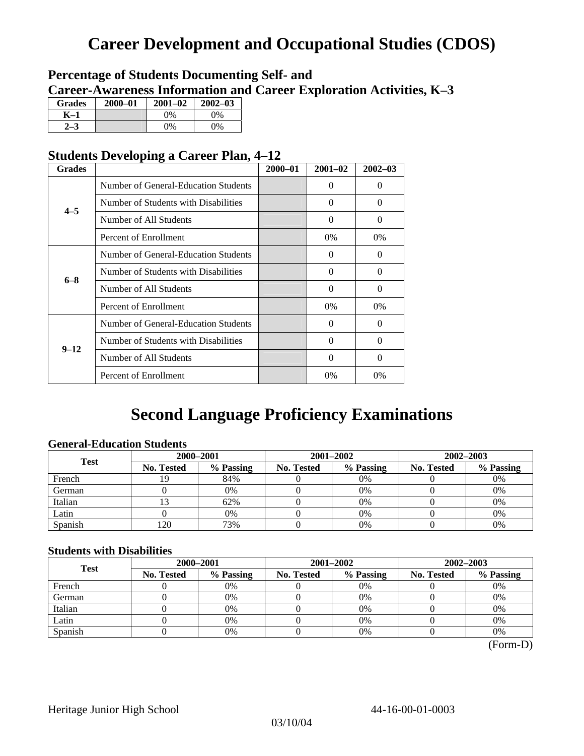# Career Development and Occupational Studies (CDOS)

## Percentage of Students Documenting Self- and Career-Awareness Information and Career Exploration Activities, K–3

| Grades | 2000–01 | 2001–02 | 2002–03 |
|---|---|---|---|
| K–1 | | 0% | 0% |
| 2–3 | | 0% | 0% |

## Students Developing a Career Plan, 4–12

| Grades | | 2000–01 | 2001–02 | 2002–03 |
|---|---|---|---|---|
| 4–5 | Number of General-Education Students | | 0 | 0 |
| | Number of Students with Disabilities | | 0 | 0 |
| | Number of All Students | | 0 | 0 |
| | Percent of Enrollment | | 0% | 0% |
| 6–8 | Number of General-Education Students | | 0 | 0 |
| | Number of Students with Disabilities | | 0 | 0 |
| | Number of All Students | | 0 | 0 |
| | Percent of Enrollment | | 0% | 0% |
| 9–12 | Number of General-Education Students | | 0 | 0 |
| | Number of Students with Disabilities | | 0 | 0 |
| | Number of All Students | | 0 | 0 |
| | Percent of Enrollment | | 0% | 0% |

# Second Language Proficiency Examinations

### General-Education Students

| Test | 2000–2001 | | 2001–2002 | | 2002–2003 | |
|---|---|---|---|---|---|---|
| | No. Tested | % Passing | No. Tested | % Passing | No. Tested | % Passing |
| French | 19 | 84% | 0 | 0% | 0 | 0% |
| German | 0 | 0% | 0 | 0% | 0 | 0% |
| Italian | 13 | 62% | 0 | 0% | 0 | 0% |
| Latin | 0 | 0% | 0 | 0% | 0 | 0% |
| Spanish | 120 | 73% | 0 | 0% | 0 | 0% |

### Students with Disabilities

| Test | 2000–2001 | | 2001–2002 | | 2002–2003 | |
|---|---|---|---|---|---|---|
| | No. Tested | % Passing | No. Tested | % Passing | No. Tested | % Passing |
| French | 0 | 0% | 0 | 0% | 0 | 0% |
| German | 0 | 0% | 0 | 0% | 0 | 0% |
| Italian | 0 | 0% | 0 | 0% | 0 | 0% |
| Latin | 0 | 0% | 0 | 0% | 0 | 0% |
| Spanish | 0 | 0% | 0 | 0% | 0 | 0% |

(Form-D)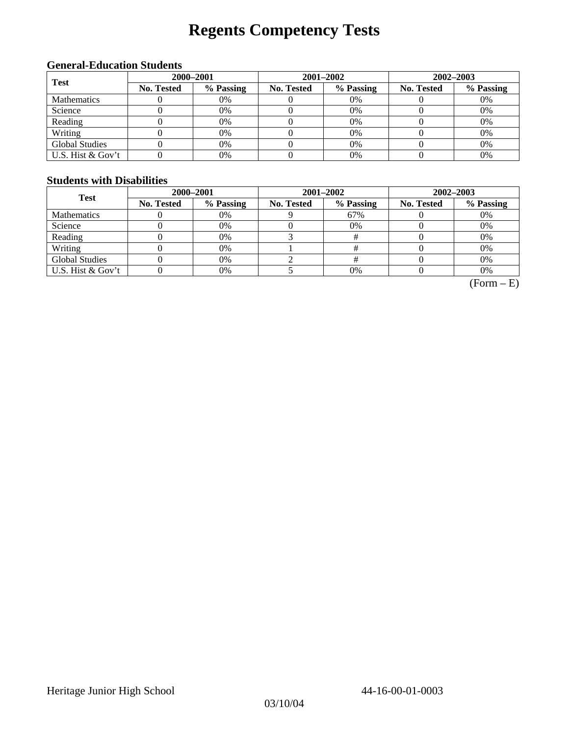# Regents Competency Tests

### General-Education Students

| Test | 2000–2001 | | 2001–2002 | | 2002–2003 | |
|---|---|---|---|---|---|---|
| | No. Tested | % Passing | No. Tested | % Passing | No. Tested | % Passing |
| Mathematics | 0 | 0% | 0 | 0% | 0 | 0% |
| Science | 0 | 0% | 0 | 0% | 0 | 0% |
| Reading | 0 | 0% | 0 | 0% | 0 | 0% |
| Writing | 0 | 0% | 0 | 0% | 0 | 0% |
| Global Studies | 0 | 0% | 0 | 0% | 0 | 0% |
| U.S. Hist & Gov't | 0 | 0% | 0 | 0% | 0 | 0% |

### Students with Disabilities

| Test | 2000–2001 | | 2001–2002 | | 2002–2003 | |
|---|---|---|---|---|---|---|
| | No. Tested | % Passing | No. Tested | % Passing | No. Tested | % Passing |
| Mathematics | 0 | 0% | 9 | 67% | 0 | 0% |
| Science | 0 | 0% | 0 | 0% | 0 | 0% |
| Reading | 0 | 0% | 3 | # | 0 | 0% |
| Writing | 0 | 0% | 1 | # | 0 | 0% |
| Global Studies | 0 | 0% | 2 | # | 0 | 0% |
| U.S. Hist & Gov't | 0 | 0% | 5 | 0% | 0 | 0% |

(Form – E)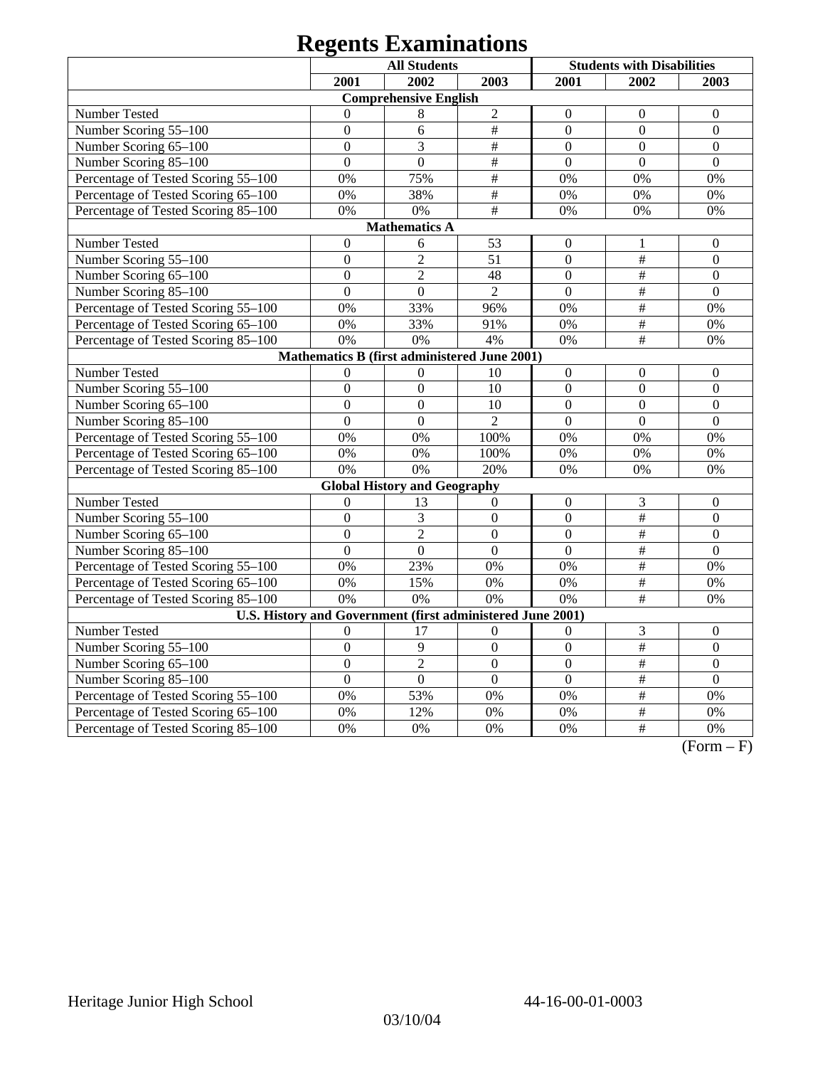# Regents Examinations

| | All Students | | | Students with Disabilities | | |
|---|---|---|---|---|---|---|
| | 2001 | 2002 | 2003 | 2001 | 2002 | 2003 |
| **Comprehensive English** | | | | | | |
| Number Tested | 0 | 8 | 2 | 0 | 0 | 0 |
| Number Scoring 55–100 | 0 | 6 | # | 0 | 0 | 0 |
| Number Scoring 65–100 | 0 | 3 | # | 0 | 0 | 0 |
| Number Scoring 85–100 | 0 | 0 | # | 0 | 0 | 0 |
| Percentage of Tested Scoring 55–100 | 0% | 75% | # | 0% | 0% | 0% |
| Percentage of Tested Scoring 65–100 | 0% | 38% | # | 0% | 0% | 0% |
| Percentage of Tested Scoring 85–100 | 0% | 0% | # | 0% | 0% | 0% |
| **Mathematics A** | | | | | | |
| Number Tested | 0 | 6 | 53 | 0 | 1 | 0 |
| Number Scoring 55–100 | 0 | 2 | 51 | 0 | # | 0 |
| Number Scoring 65–100 | 0 | 2 | 48 | 0 | # | 0 |
| Number Scoring 85–100 | 0 | 0 | 2 | 0 | # | 0 |
| Percentage of Tested Scoring 55–100 | 0% | 33% | 96% | 0% | # | 0% |
| Percentage of Tested Scoring 65–100 | 0% | 33% | 91% | 0% | # | 0% |
| Percentage of Tested Scoring 85–100 | 0% | 0% | 4% | 0% | # | 0% |
| **Mathematics B (first administered June 2001)** | | | | | | |
| Number Tested | 0 | 0 | 10 | 0 | 0 | 0 |
| Number Scoring 55–100 | 0 | 0 | 10 | 0 | 0 | 0 |
| Number Scoring 65–100 | 0 | 0 | 10 | 0 | 0 | 0 |
| Number Scoring 85–100 | 0 | 0 | 2 | 0 | 0 | 0 |
| Percentage of Tested Scoring 55–100 | 0% | 0% | 100% | 0% | 0% | 0% |
| Percentage of Tested Scoring 65–100 | 0% | 0% | 100% | 0% | 0% | 0% |
| Percentage of Tested Scoring 85–100 | 0% | 0% | 20% | 0% | 0% | 0% |
| **Global History and Geography** | | | | | | |
| Number Tested | 0 | 13 | 0 | 0 | 3 | 0 |
| Number Scoring 55–100 | 0 | 3 | 0 | 0 | # | 0 |
| Number Scoring 65–100 | 0 | 2 | 0 | 0 | # | 0 |
| Number Scoring 85–100 | 0 | 0 | 0 | 0 | # | 0 |
| Percentage of Tested Scoring 55–100 | 0% | 23% | 0% | 0% | # | 0% |
| Percentage of Tested Scoring 65–100 | 0% | 15% | 0% | 0% | # | 0% |
| Percentage of Tested Scoring 85–100 | 0% | 0% | 0% | 0% | # | 0% |
| **U.S. History and Government (first administered June 2001)** | | | | | | |
| Number Tested | 0 | 17 | 0 | 0 | 3 | 0 |
| Number Scoring 55–100 | 0 | 9 | 0 | 0 | # | 0 |
| Number Scoring 65–100 | 0 | 2 | 0 | 0 | # | 0 |
| Number Scoring 85–100 | 0 | 0 | 0 | 0 | # | 0 |
| Percentage of Tested Scoring 55–100 | 0% | 53% | 0% | 0% | # | 0% |
| Percentage of Tested Scoring 65–100 | 0% | 12% | 0% | 0% | # | 0% |
| Percentage of Tested Scoring 85–100 | 0% | 0% | 0% | 0% | # | 0% |

(Form – F)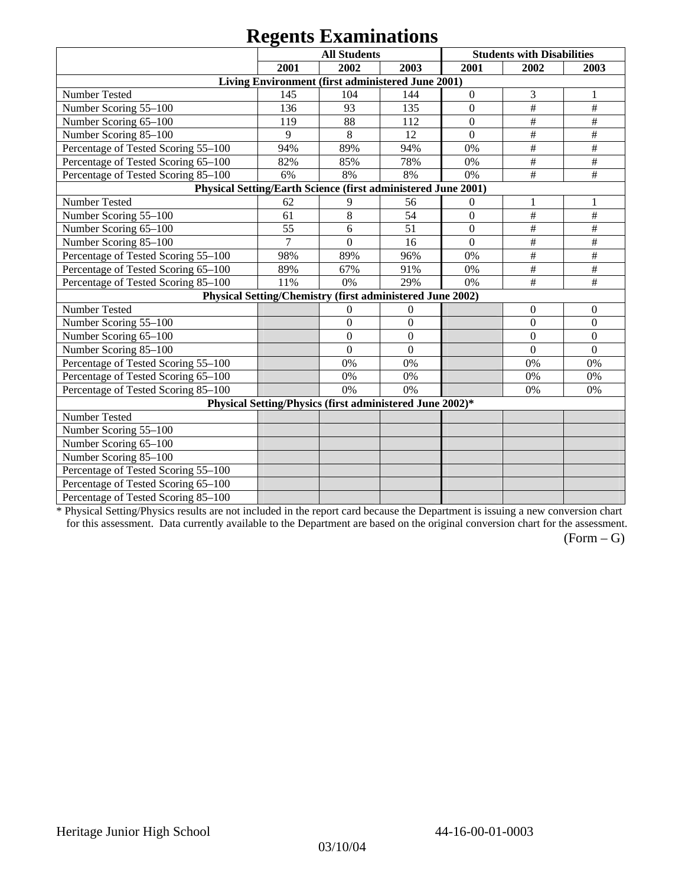# Regents Examinations

| | All Students | | | Students with Disabilities | | |
|---|---|---|---|---|---|---|
| | 2001 | 2002 | 2003 | 2001 | 2002 | 2003 |
| **Living Environment (first administered June 2001)** | | | | | | |
| Number Tested | 145 | 104 | 144 | 0 | 3 | 1 |
| Number Scoring 55–100 | 136 | 93 | 135 | 0 | # | # |
| Number Scoring 65–100 | 119 | 88 | 112 | 0 | # | # |
| Number Scoring 85–100 | 9 | 8 | 12 | 0 | # | # |
| Percentage of Tested Scoring 55–100 | 94% | 89% | 94% | 0% | # | # |
| Percentage of Tested Scoring 65–100 | 82% | 85% | 78% | 0% | # | # |
| Percentage of Tested Scoring 85–100 | 6% | 8% | 8% | 0% | # | # |
| **Physical Setting/Earth Science (first administered June 2001)** | | | | | | |
| Number Tested | 62 | 9 | 56 | 0 | 1 | 1 |
| Number Scoring 55–100 | 61 | 8 | 54 | 0 | # | # |
| Number Scoring 65–100 | 55 | 6 | 51 | 0 | # | # |
| Number Scoring 85–100 | 7 | 0 | 16 | 0 | # | # |
| Percentage of Tested Scoring 55–100 | 98% | 89% | 96% | 0% | # | # |
| Percentage of Tested Scoring 65–100 | 89% | 67% | 91% | 0% | # | # |
| Percentage of Tested Scoring 85–100 | 11% | 0% | 29% | 0% | # | # |
| **Physical Setting/Chemistry (first administered June 2002)** | | | | | | |
| Number Tested | | 0 | 0 | | 0 | 0 |
| Number Scoring 55–100 | | 0 | 0 | | 0 | 0 |
| Number Scoring 65–100 | | 0 | 0 | | 0 | 0 |
| Number Scoring 85–100 | | 0 | 0 | | 0 | 0 |
| Percentage of Tested Scoring 55–100 | | 0% | 0% | | 0% | 0% |
| Percentage of Tested Scoring 65–100 | | 0% | 0% | | 0% | 0% |
| Percentage of Tested Scoring 85–100 | | 0% | 0% | | 0% | 0% |
| **Physical Setting/Physics (first administered June 2002)*** | | | | | | |
| Number Tested | | | | | | |
| Number Scoring 55–100 | | | | | | |
| Number Scoring 65–100 | | | | | | |
| Number Scoring 85–100 | | | | | | |
| Percentage of Tested Scoring 55–100 | | | | | | |
| Percentage of Tested Scoring 65–100 | | | | | | |
| Percentage of Tested Scoring 85–100 | | | | | | |

\* Physical Setting/Physics results are not included in the report card because the Department is issuing a new conversion chart for this assessment. Data currently available to the Department are based on the original conversion chart for the assessment.

(Form – G)

Heritage Junior High School 44-16-00-01-0003

03/10/04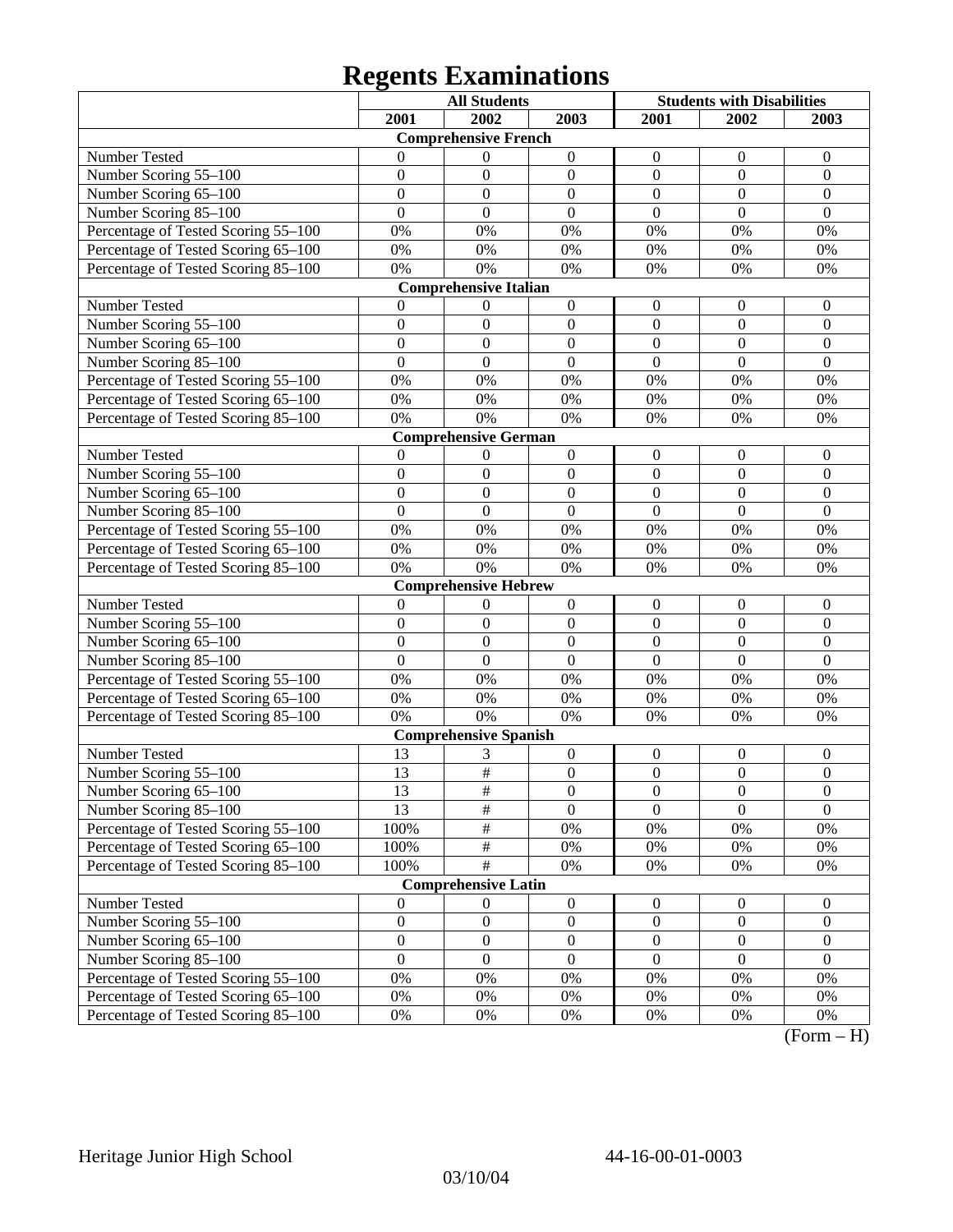# Regents Examinations

| | All Students | | | Students with Disabilities | | |
|---|---|---|---|---|---|---|
| | 2001 | 2002 | 2003 | 2001 | 2002 | 2003 |
| **Comprehensive French** | | | | | | |
| Number Tested | 0 | 0 | 0 | 0 | 0 | 0 |
| Number Scoring 55–100 | 0 | 0 | 0 | 0 | 0 | 0 |
| Number Scoring 65–100 | 0 | 0 | 0 | 0 | 0 | 0 |
| Number Scoring 85–100 | 0 | 0 | 0 | 0 | 0 | 0 |
| Percentage of Tested Scoring 55–100 | 0% | 0% | 0% | 0% | 0% | 0% |
| Percentage of Tested Scoring 65–100 | 0% | 0% | 0% | 0% | 0% | 0% |
| Percentage of Tested Scoring 85–100 | 0% | 0% | 0% | 0% | 0% | 0% |
| **Comprehensive Italian** | | | | | | |
| Number Tested | 0 | 0 | 0 | 0 | 0 | 0 |
| Number Scoring 55–100 | 0 | 0 | 0 | 0 | 0 | 0 |
| Number Scoring 65–100 | 0 | 0 | 0 | 0 | 0 | 0 |
| Number Scoring 85–100 | 0 | 0 | 0 | 0 | 0 | 0 |
| Percentage of Tested Scoring 55–100 | 0% | 0% | 0% | 0% | 0% | 0% |
| Percentage of Tested Scoring 65–100 | 0% | 0% | 0% | 0% | 0% | 0% |
| Percentage of Tested Scoring 85–100 | 0% | 0% | 0% | 0% | 0% | 0% |
| **Comprehensive German** | | | | | | |
| Number Tested | 0 | 0 | 0 | 0 | 0 | 0 |
| Number Scoring 55–100 | 0 | 0 | 0 | 0 | 0 | 0 |
| Number Scoring 65–100 | 0 | 0 | 0 | 0 | 0 | 0 |
| Number Scoring 85–100 | 0 | 0 | 0 | 0 | 0 | 0 |
| Percentage of Tested Scoring 55–100 | 0% | 0% | 0% | 0% | 0% | 0% |
| Percentage of Tested Scoring 65–100 | 0% | 0% | 0% | 0% | 0% | 0% |
| Percentage of Tested Scoring 85–100 | 0% | 0% | 0% | 0% | 0% | 0% |
| **Comprehensive Hebrew** | | | | | | |
| Number Tested | 0 | 0 | 0 | 0 | 0 | 0 |
| Number Scoring 55–100 | 0 | 0 | 0 | 0 | 0 | 0 |
| Number Scoring 65–100 | 0 | 0 | 0 | 0 | 0 | 0 |
| Number Scoring 85–100 | 0 | 0 | 0 | 0 | 0 | 0 |
| Percentage of Tested Scoring 55–100 | 0% | 0% | 0% | 0% | 0% | 0% |
| Percentage of Tested Scoring 65–100 | 0% | 0% | 0% | 0% | 0% | 0% |
| Percentage of Tested Scoring 85–100 | 0% | 0% | 0% | 0% | 0% | 0% |
| **Comprehensive Spanish** | | | | | | |
| Number Tested | 13 | 3 | 0 | 0 | 0 | 0 |
| Number Scoring 55–100 | 13 | # | 0 | 0 | 0 | 0 |
| Number Scoring 65–100 | 13 | # | 0 | 0 | 0 | 0 |
| Number Scoring 85–100 | 13 | # | 0 | 0 | 0 | 0 |
| Percentage of Tested Scoring 55–100 | 100% | # | 0% | 0% | 0% | 0% |
| Percentage of Tested Scoring 65–100 | 100% | # | 0% | 0% | 0% | 0% |
| Percentage of Tested Scoring 85–100 | 100% | # | 0% | 0% | 0% | 0% |
| **Comprehensive Latin** | | | | | | |
| Number Tested | 0 | 0 | 0 | 0 | 0 | 0 |
| Number Scoring 55–100 | 0 | 0 | 0 | 0 | 0 | 0 |
| Number Scoring 65–100 | 0 | 0 | 0 | 0 | 0 | 0 |
| Number Scoring 85–100 | 0 | 0 | 0 | 0 | 0 | 0 |
| Percentage of Tested Scoring 55–100 | 0% | 0% | 0% | 0% | 0% | 0% |
| Percentage of Tested Scoring 65–100 | 0% | 0% | 0% | 0% | 0% | 0% |
| Percentage of Tested Scoring 85–100 | 0% | 0% | 0% | 0% | 0% | 0% |

(Form – H)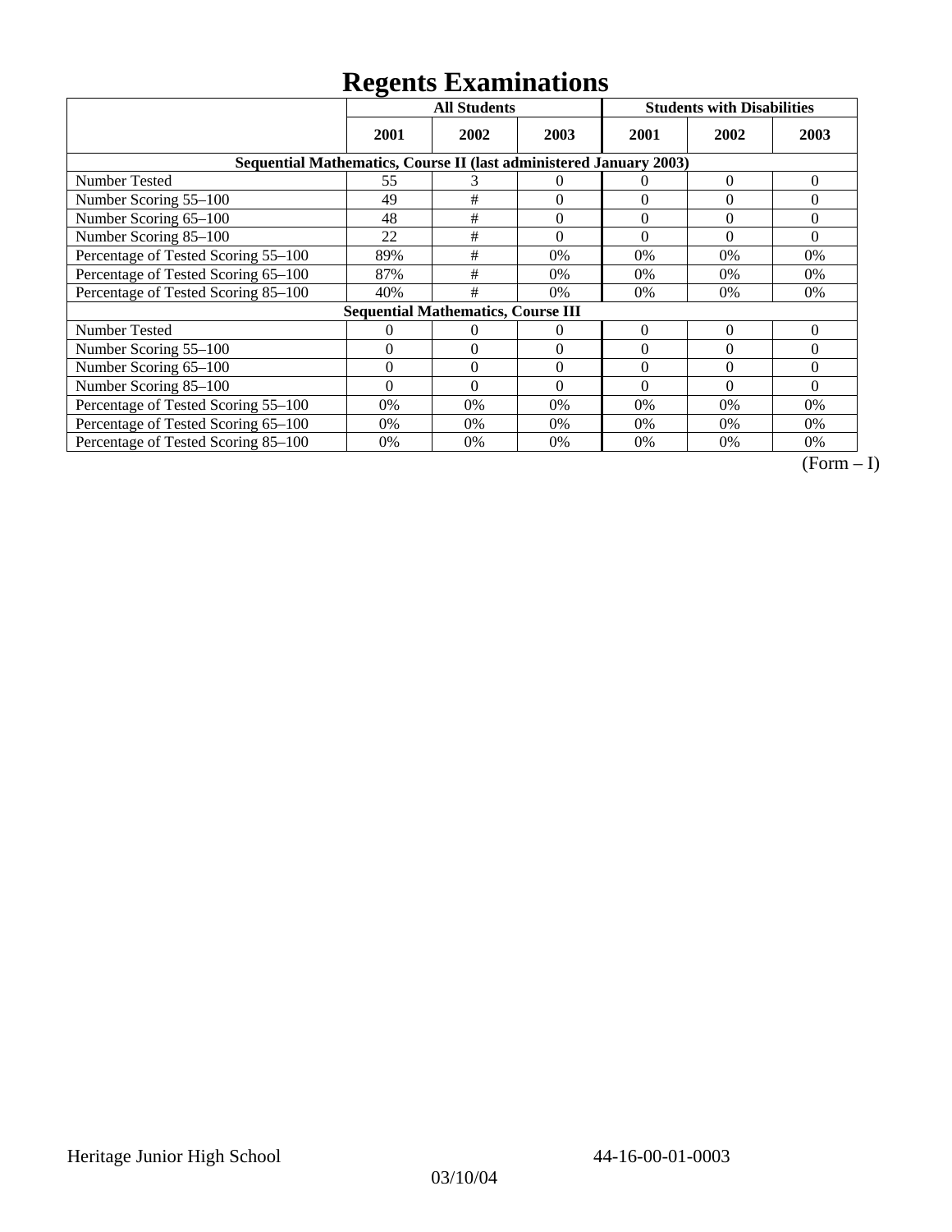# Regents Examinations

| | All Students | | | Students with Disabilities | | |
|---|---|---|---|---|---|---|
| | 2001 | 2002 | 2003 | 2001 | 2002 | 2003 |
| **Sequential Mathematics, Course II (last administered January 2003)** | | | | | | |
| Number Tested | 55 | 3 | 0 | 0 | 0 | 0 |
| Number Scoring 55–100 | 49 | # | 0 | 0 | 0 | 0 |
| Number Scoring 65–100 | 48 | # | 0 | 0 | 0 | 0 |
| Number Scoring 85–100 | 22 | # | 0 | 0 | 0 | 0 |
| Percentage of Tested Scoring 55–100 | 89% | # | 0% | 0% | 0% | 0% |
| Percentage of Tested Scoring 65–100 | 87% | # | 0% | 0% | 0% | 0% |
| Percentage of Tested Scoring 85–100 | 40% | # | 0% | 0% | 0% | 0% |
| **Sequential Mathematics, Course III** | | | | | | |
| Number Tested | 0 | 0 | 0 | 0 | 0 | 0 |
| Number Scoring 55–100 | 0 | 0 | 0 | 0 | 0 | 0 |
| Number Scoring 65–100 | 0 | 0 | 0 | 0 | 0 | 0 |
| Number Scoring 85–100 | 0 | 0 | 0 | 0 | 0 | 0 |
| Percentage of Tested Scoring 55–100 | 0% | 0% | 0% | 0% | 0% | 0% |
| Percentage of Tested Scoring 65–100 | 0% | 0% | 0% | 0% | 0% | 0% |
| Percentage of Tested Scoring 85–100 | 0% | 0% | 0% | 0% | 0% | 0% |

(Form – I)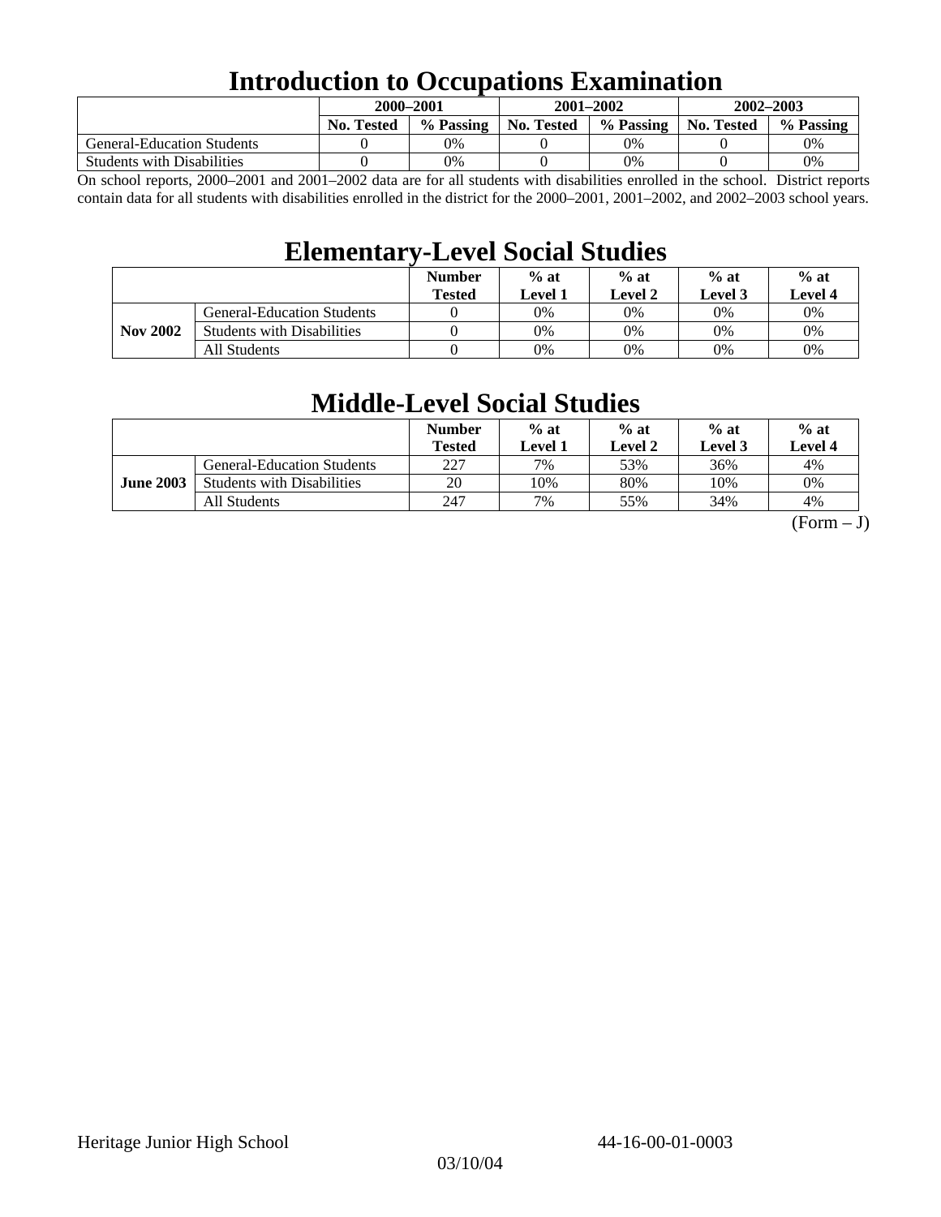# Introduction to Occupations Examination

| | 2000–2001 | | 2001–2002 | | 2002–2003 | |
|---|---|---|---|---|---|---|
| | No. Tested | % Passing | No. Tested | % Passing | No. Tested | % Passing |
| General-Education Students | 0 | 0% | 0 | 0% | 0 | 0% |
| Students with Disabilities | 0 | 0% | 0 | 0% | 0 | 0% |

On school reports, 2000–2001 and 2001–2002 data are for all students with disabilities enrolled in the school. District reports contain data for all students with disabilities enrolled in the district for the 2000–2001, 2001–2002, and 2002–2003 school years.

# Elementary-Level Social Studies

| | | Number Tested | % at Level 1 | % at Level 2 | % at Level 3 | % at Level 4 |
|---|---|---|---|---|---|---|
| **Nov 2002** | General-Education Students | 0 | 0% | 0% | 0% | 0% |
| | Students with Disabilities | 0 | 0% | 0% | 0% | 0% |
| | All Students | 0 | 0% | 0% | 0% | 0% |

# Middle-Level Social Studies

| | | Number Tested | % at Level 1 | % at Level 2 | % at Level 3 | % at Level 4 |
|---|---|---|---|---|---|---|
| **June 2003** | General-Education Students | 227 | 7% | 53% | 36% | 4% |
| | Students with Disabilities | 20 | 10% | 80% | 10% | 0% |
| | All Students | 247 | 7% | 55% | 34% | 4% |

(Form – J)

Heritage Junior High School 44-16-00-01-0003

03/10/04